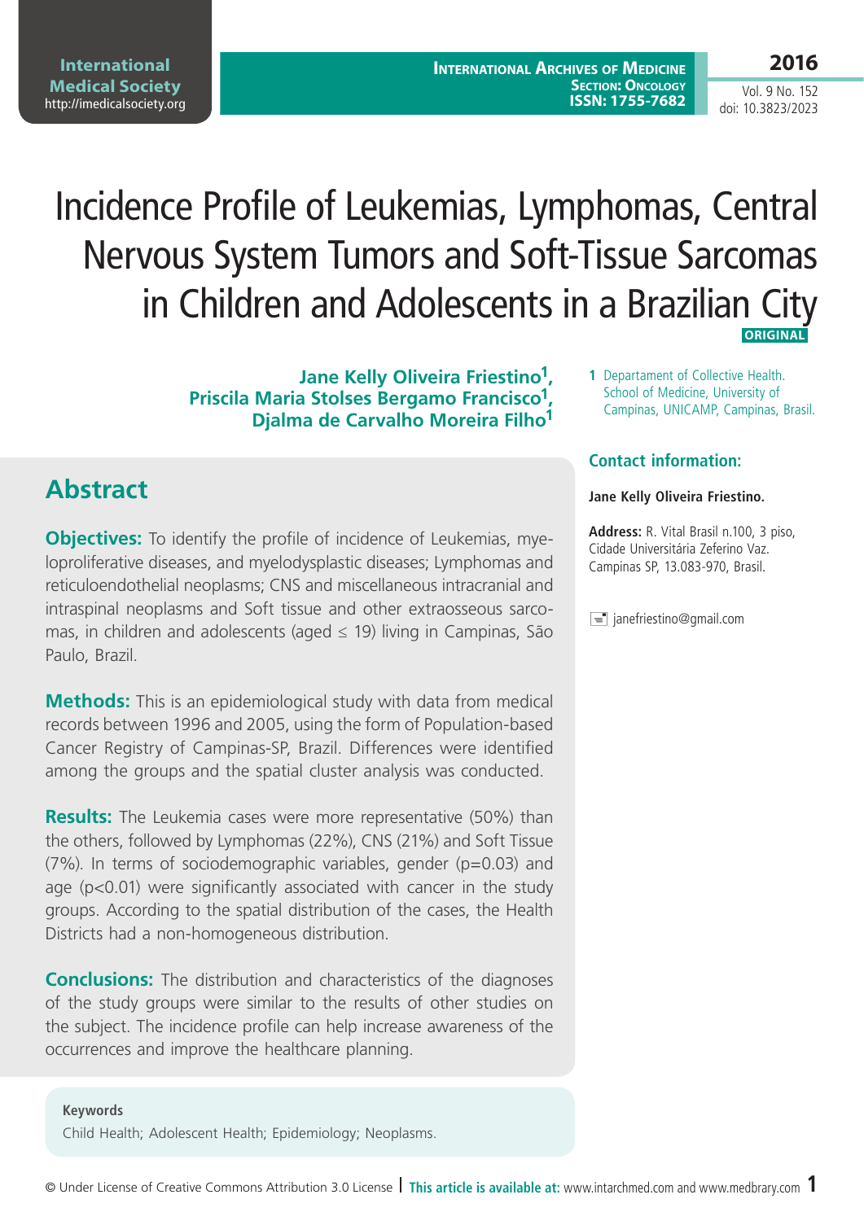# Incidence Profile of Leukemias, Lymphomas, Central Nervous System Tumors and Soft-Tissue Sarcomas in Children and Adolescents in a Brazilian City

ORIGINAL

**Jane Kelly Oliveira Friestino[1], Priscila Maria Stolses Bergamo Francisco[1], Djalma de Carvalho Moreira Filho[1]**

1 Departament of Collective Health. School of Medicine, University of Campinas, UNICAMP, Campinas, Brasil.

## Abstract

**Objectives:** To identify the profile of incidence of Leukemias, myeloproliferative diseases, and myelodysplastic diseases; Lymphomas and reticuloendothelial neoplasms; CNS and miscellaneous intracranial and intraspinal neoplasms and Soft tissue and other extraosseous sarcomas, in children and adolescents (aged ≤ 19) living in Campinas, São Paulo, Brazil.

**Methods:** This is an epidemiological study with data from medical records between 1996 and 2005, using the form of Population-based Cancer Registry of Campinas-SP, Brazil. Differences were identified among the groups and the spatial cluster analysis was conducted.

**Results:** The Leukemia cases were more representative (50%) than the others, followed by Lymphomas (22%), CNS (21%) and Soft Tissue (7%). In terms of sociodemographic variables, gender (p=0.03) and age (p<0.01) were significantly associated with cancer in the study groups. According to the spatial distribution of the cases, the Health Districts had a non-homogeneous distribution.

**Conclusions:** The distribution and characteristics of the diagnoses of the study groups were similar to the results of other studies on the subject. The incidence profile can help increase awareness of the occurrences and improve the healthcare planning.

**Keywords**
Child Health; Adolescent Health; Epidemiology; Neoplasms.

## Contact information:

**Jane Kelly Oliveira Friestino.**

**Address:** R. Vital Brasil n.100, 3 piso, Cidade Universitária Zeferino Vaz. Campinas SP, 13.083-970, Brasil.

janefriestino@gmail.com

© Under License of Creative Commons Attribution 3.0 License | **This article is available at:** www.intarchmed.com and www.medbrary.com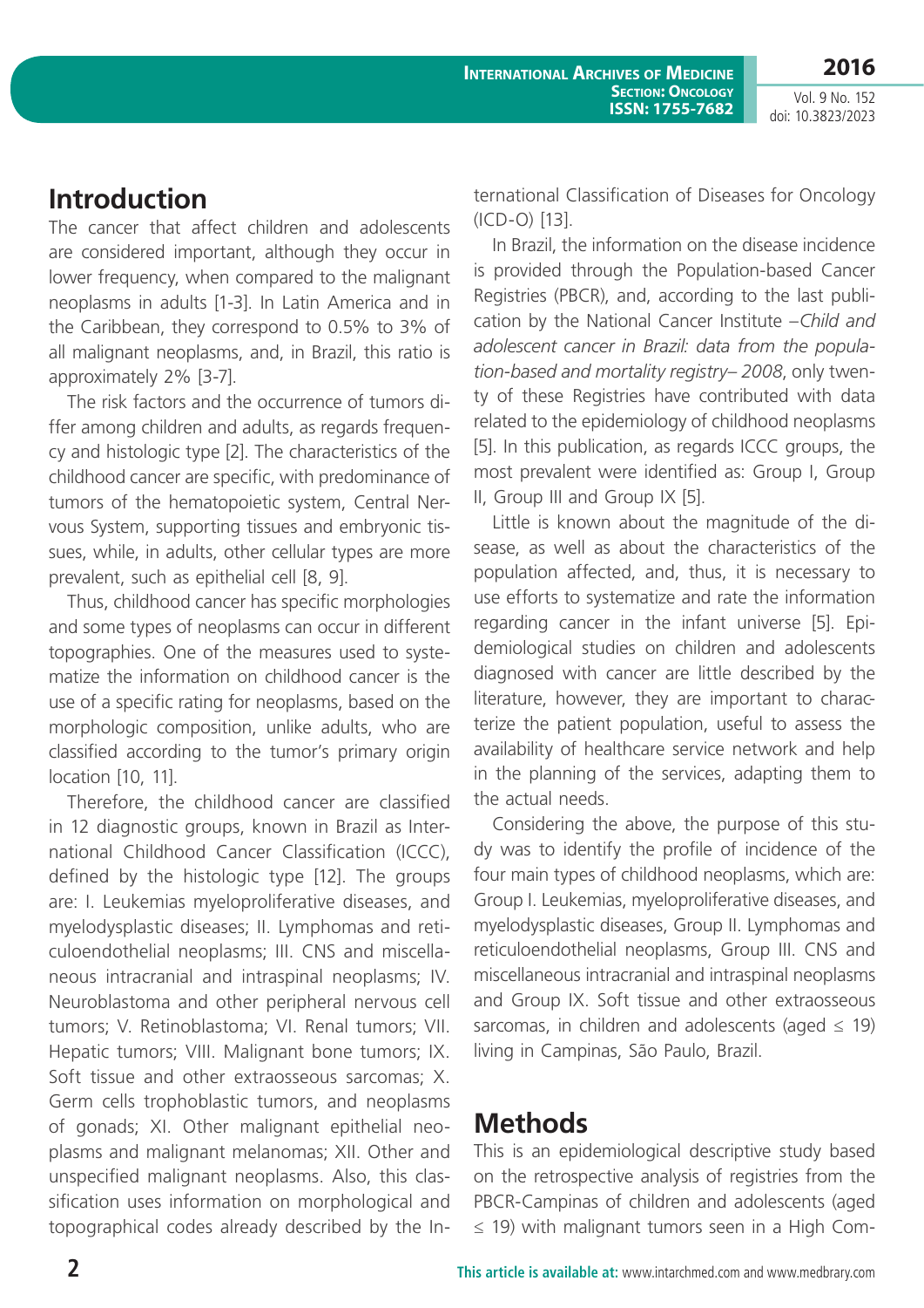## Introduction

The cancer that affect children and adolescents are considered important, although they occur in lower frequency, when compared to the malignant neoplasms in adults [1-3]. In Latin America and in the Caribbean, they correspond to 0.5% to 3% of all malignant neoplasms, and, in Brazil, this ratio is approximately 2% [3-7].

The risk factors and the occurrence of tumors differ among children and adults, as regards frequency and histologic type [2]. The characteristics of the childhood cancer are specific, with predominance of tumors of the hematopoietic system, Central Nervous System, supporting tissues and embryonic tissues, while, in adults, other cellular types are more prevalent, such as epithelial cell [8, 9].

Thus, childhood cancer has specific morphologies and some types of neoplasms can occur in different topographies. One of the measures used to systematize the information on childhood cancer is the use of a specific rating for neoplasms, based on the morphologic composition, unlike adults, who are classified according to the tumor's primary origin location [10, 11].

Therefore, the childhood cancer are classified in 12 diagnostic groups, known in Brazil as International Childhood Cancer Classification (ICCC), defined by the histologic type [12]. The groups are: I. Leukemias myeloproliferative diseases, and myelodysplastic diseases; II. Lymphomas and reticuloendothelial neoplasms; III. CNS and miscellaneous intracranial and intraspinal neoplasms; IV. Neuroblastoma and other peripheral nervous cell tumors; V. Retinoblastoma; VI. Renal tumors; VII. Hepatic tumors; VIII. Malignant bone tumors; IX. Soft tissue and other extraosseous sarcomas; X. Germ cells trophoblastic tumors, and neoplasms of gonads; XI. Other malignant epithelial neoplasms and malignant melanomas; XII. Other and unspecified malignant neoplasms. Also, this classification uses information on morphological and topographical codes already described by the International Classification of Diseases for Oncology (ICD-O) [13].

In Brazil, the information on the disease incidence is provided through the Population-based Cancer Registries (PBCR), and, according to the last publication by the National Cancer Institute –*Child and adolescent cancer in Brazil: data from the population-based and mortality registry– 2008*, only twenty of these Registries have contributed with data related to the epidemiology of childhood neoplasms [5]. In this publication, as regards ICCC groups, the most prevalent were identified as: Group I, Group II, Group III and Group IX [5].

Little is known about the magnitude of the disease, as well as about the characteristics of the population affected, and, thus, it is necessary to use efforts to systematize and rate the information regarding cancer in the infant universe [5]. Epidemiological studies on children and adolescents diagnosed with cancer are little described by the literature, however, they are important to characterize the patient population, useful to assess the availability of healthcare service network and help in the planning of the services, adapting them to the actual needs.

Considering the above, the purpose of this study was to identify the profile of incidence of the four main types of childhood neoplasms, which are: Group I. Leukemias, myeloproliferative diseases, and myelodysplastic diseases, Group II. Lymphomas and reticuloendothelial neoplasms, Group III. CNS and miscellaneous intracranial and intraspinal neoplasms and Group IX. Soft tissue and other extraosseous sarcomas, in children and adolescents (aged ≤ 19) living in Campinas, São Paulo, Brazil.

## Methods

This is an epidemiological descriptive study based on the retrospective analysis of registries from the PBCR-Campinas of children and adolescents (aged ≤ 19) with malignant tumors seen in a High Com-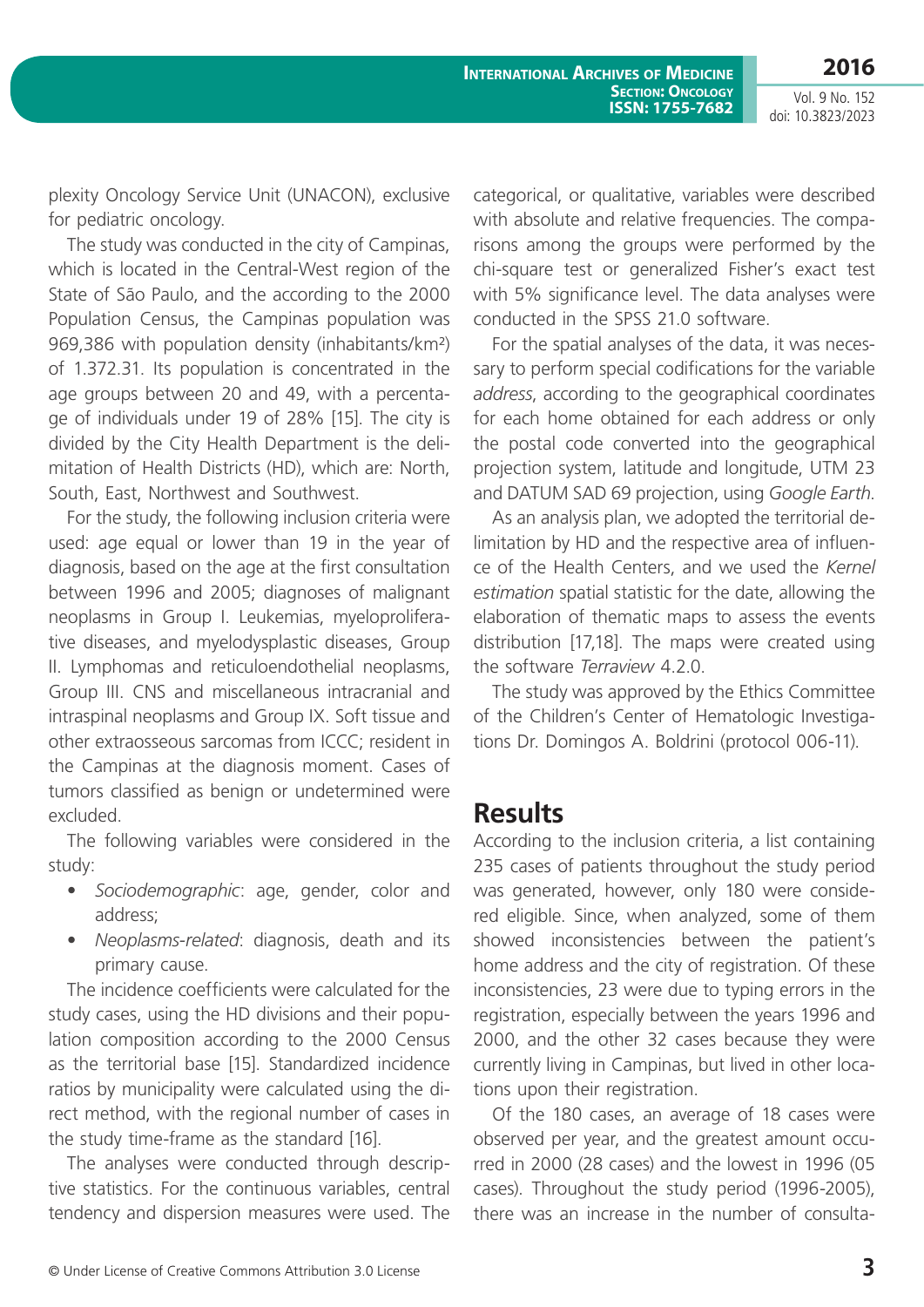plexity Oncology Service Unit (UNACON), exclusive for pediatric oncology.

The study was conducted in the city of Campinas, which is located in the Central-West region of the State of São Paulo, and the according to the 2000 Population Census, the Campinas population was 969,386 with population density (inhabitants/km²) of 1.372.31. Its population is concentrated in the age groups between 20 and 49, with a percentage of individuals under 19 of 28% [15]. The city is divided by the City Health Department is the delimitation of Health Districts (HD), which are: North, South, East, Northwest and Southwest.

For the study, the following inclusion criteria were used: age equal or lower than 19 in the year of diagnosis, based on the age at the first consultation between 1996 and 2005; diagnoses of malignant neoplasms in Group I. Leukemias, myeloproliferative diseases, and myelodysplastic diseases, Group II. Lymphomas and reticuloendothelial neoplasms, Group III. CNS and miscellaneous intracranial and intraspinal neoplasms and Group IX. Soft tissue and other extraosseous sarcomas from ICCC; resident in the Campinas at the diagnosis moment. Cases of tumors classified as benign or undetermined were excluded.

The following variables were considered in the study:

- *Sociodemographic*: age, gender, color and address;
- *Neoplasms-related*: diagnosis, death and its primary cause.

The incidence coefficients were calculated for the study cases, using the HD divisions and their population composition according to the 2000 Census as the territorial base [15]. Standardized incidence ratios by municipality were calculated using the direct method, with the regional number of cases in the study time-frame as the standard [16].

The analyses were conducted through descriptive statistics. For the continuous variables, central tendency and dispersion measures were used. The categorical, or qualitative, variables were described with absolute and relative frequencies. The comparisons among the groups were performed by the chi-square test or generalized Fisher's exact test with 5% significance level. The data analyses were conducted in the SPSS 21.0 software.

For the spatial analyses of the data, it was necessary to perform special codifications for the variable *address*, according to the geographical coordinates for each home obtained for each address or only the postal code converted into the geographical projection system, latitude and longitude, UTM 23 and DATUM SAD 69 projection, using *Google Earth*.

As an analysis plan, we adopted the territorial delimitation by HD and the respective area of influence of the Health Centers, and we used the *Kernel estimation* spatial statistic for the date, allowing the elaboration of thematic maps to assess the events distribution [17,18]. The maps were created using the software *Terraview* 4.2.0.

The study was approved by the Ethics Committee of the Children's Center of Hematologic Investigations Dr. Domingos A. Boldrini (protocol 006-11).

## Results

According to the inclusion criteria, a list containing 235 cases of patients throughout the study period was generated, however, only 180 were considered eligible. Since, when analyzed, some of them showed inconsistencies between the patient's home address and the city of registration. Of these inconsistencies, 23 were due to typing errors in the registration, especially between the years 1996 and 2000, and the other 32 cases because they were currently living in Campinas, but lived in other locations upon their registration.

Of the 180 cases, an average of 18 cases were observed per year, and the greatest amount occurred in 2000 (28 cases) and the lowest in 1996 (05 cases). Throughout the study period (1996-2005), there was an increase in the number of consulta-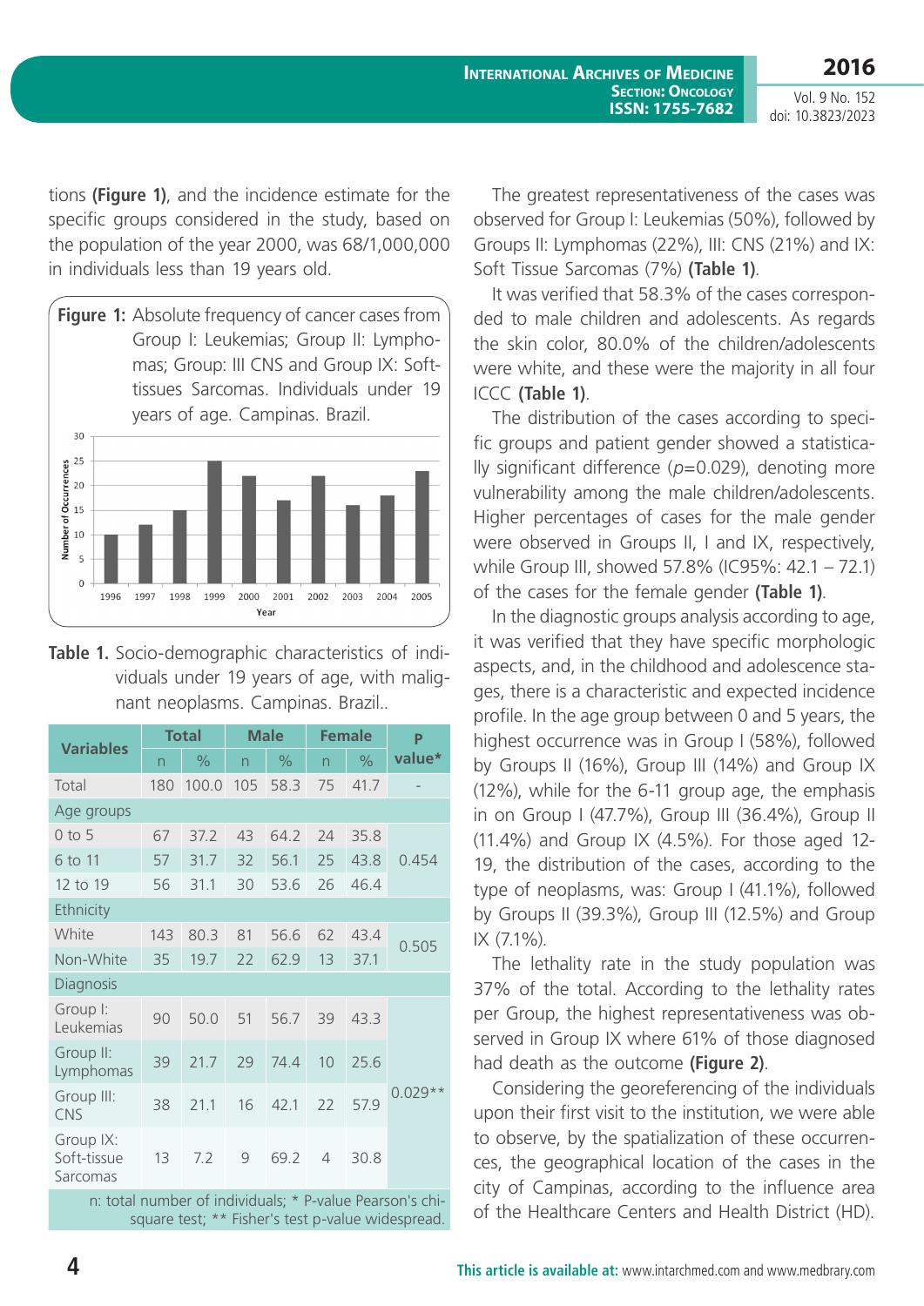tions **(Figure 1)**, and the incidence estimate for the specific groups considered in the study, based on the population of the year 2000, was 68/1,000,000 in individuals less than 19 years old.

**Figure 1:** Absolute frequency of cancer cases from Group I: Leukemias; Group II: Lymphomas; Group: III CNS and Group IX: Soft-tissues Sarcomas. Individuals under 19 years of age. Campinas. Brazil.

**Table 1.** Socio-demographic characteristics of individuals under 19 years of age, with malignant neoplasms. Campinas. Brazil..

| Variables | Total | | Male | | Female | | P value* |
|---|---|---|---|---|---|---|---|
| | n | % | n | % | n | % | |
| Total | 180 | 100.0 | 105 | 58.3 | 75 | 41.7 | - |
| Age groups | | | | | | | |
| 0 to 5 | 67 | 37.2 | 43 | 64.2 | 24 | 35.8 | 0.454 |
| 6 to 11 | 57 | 31.7 | 32 | 56.1 | 25 | 43.8 | |
| 12 to 19 | 56 | 31.1 | 30 | 53.6 | 26 | 46.4 | |
| Ethnicity | | | | | | | |
| White | 143 | 80.3 | 81 | 56.6 | 62 | 43.4 | 0.505 |
| Non-White | 35 | 19.7 | 22 | 62.9 | 13 | 37.1 | |
| Diagnosis | | | | | | | |
| Group I: Leukemias | 90 | 50.0 | 51 | 56.7 | 39 | 43.3 | 0.029** |
| Group II: Lymphomas | 39 | 21.7 | 29 | 74.4 | 10 | 25.6 | |
| Group III: CNS | 38 | 21.1 | 16 | 42.1 | 22 | 57.9 | |
| Group IX: Soft-tissue Sarcomas | 13 | 7.2 | 9 | 69.2 | 4 | 30.8 | |

n: total number of individuals; * P-value Pearson's chi-square test; ** Fisher's test p-value widespread.

The greatest representativeness of the cases was observed for Group I: Leukemias (50%), followed by Groups II: Lymphomas (22%), III: CNS (21%) and IX: Soft Tissue Sarcomas (7%) **(Table 1)**.

It was verified that 58.3% of the cases corresponded to male children and adolescents. As regards the skin color, 80.0% of the children/adolescents were white, and these were the majority in all four ICCC **(Table 1)**.

The distribution of the cases according to specific groups and patient gender showed a statistically significant difference (*p*=0.029), denoting more vulnerability among the male children/adolescents. Higher percentages of cases for the male gender were observed in Groups II, I and IX, respectively, while Group III, showed 57.8% (IC95%: 42.1 – 72.1) of the cases for the female gender **(Table 1)**.

In the diagnostic groups analysis according to age, it was verified that they have specific morphologic aspects, and, in the childhood and adolescence stages, there is a characteristic and expected incidence profile. In the age group between 0 and 5 years, the highest occurrence was in Group I (58%), followed by Groups II (16%), Group III (14%) and Group IX (12%), while for the 6-11 group age, the emphasis in on Group I (47.7%), Group III (36.4%), Group II (11.4%) and Group IX (4.5%). For those aged 12-19, the distribution of the cases, according to the type of neoplasms, was: Group I (41.1%), followed by Groups II (39.3%), Group III (12.5%) and Group IX (7.1%).

The lethality rate in the study population was 37% of the total. According to the lethality rates per Group, the highest representativeness was observed in Group IX where 61% of those diagnosed had death as the outcome **(Figure 2)**.

Considering the georeferencing of the individuals upon their first visit to the institution, we were able to observe, by the spatialization of these occurrences, the geographical location of the cases in the city of Campinas, according to the influence area of the Healthcare Centers and Health District (HD).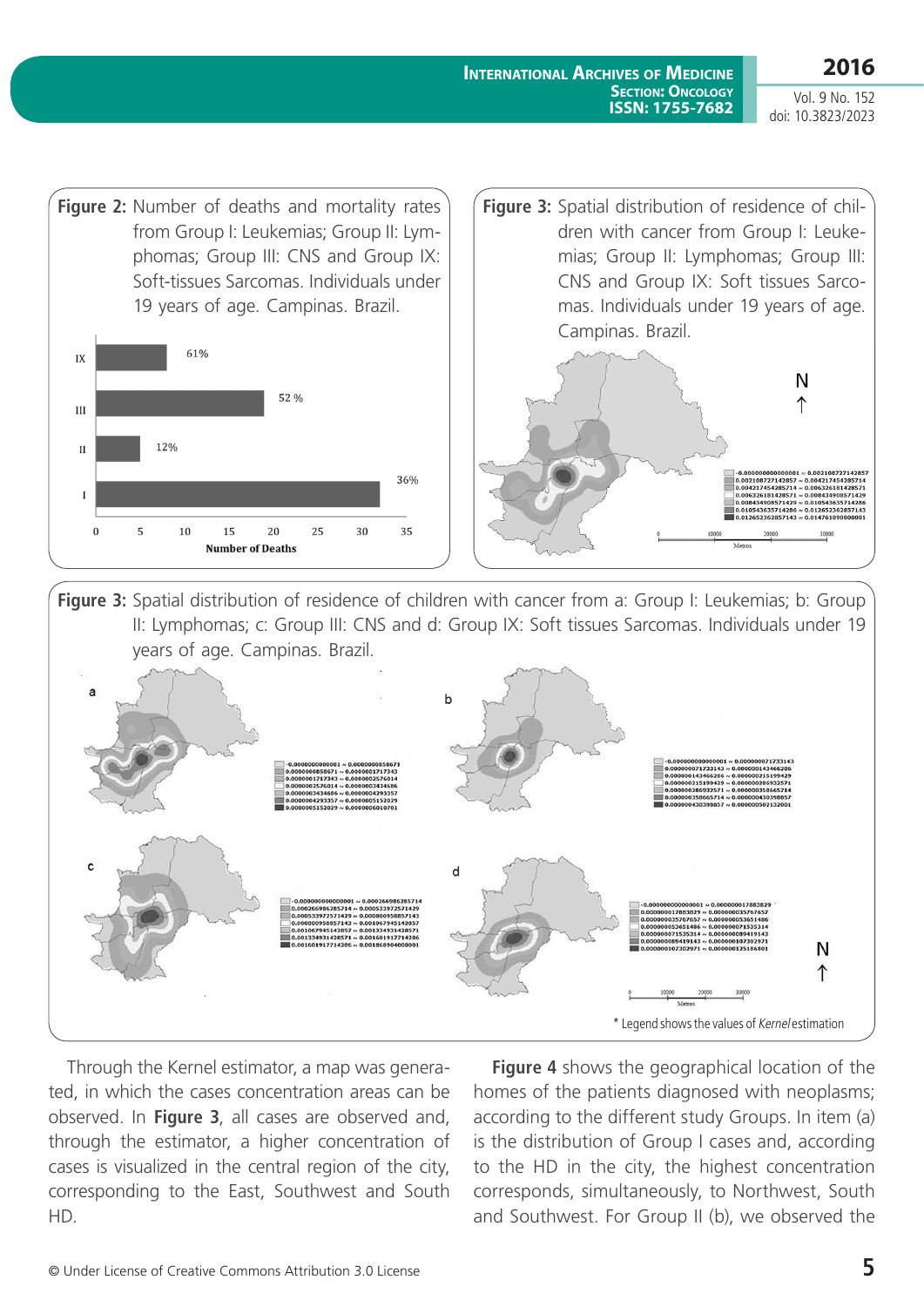**Figure 2:** Number of deaths and mortality rates from Group I: Leukemias; Group II: Lymphomas; Group III: CNS and Group IX: Soft-tissues Sarcomas. Individuals under 19 years of age. Campinas. Brazil.

**Figure 3:** Spatial distribution of residence of children with cancer from Group I: Leukemias; Group II: Lymphomas; Group III: CNS and Group IX: Soft tissues Sarcomas. Individuals under 19 years of age. Campinas. Brazil.

**Figure 3:** Spatial distribution of residence of children with cancer from a: Group I: Leukemias; b: Group II: Lymphomas; c: Group III: CNS and d: Group IX: Soft tissues Sarcomas. Individuals under 19 years of age. Campinas. Brazil.

\* Legend shows the values of *Kernel* estimation

Through the Kernel estimator, a map was generated, in which the cases concentration areas can be observed. In **Figure 3**, all cases are observed and, through the estimator, a higher concentration of cases is visualized in the central region of the city, corresponding to the East, Southwest and South HD.

**Figure 4** shows the geographical location of the homes of the patients diagnosed with neoplasms; according to the different study Groups. In item (a) is the distribution of Group I cases and, according to the HD in the city, the highest concentration corresponds, simultaneously, to Northwest, South and Southwest. For Group II (b), we observed the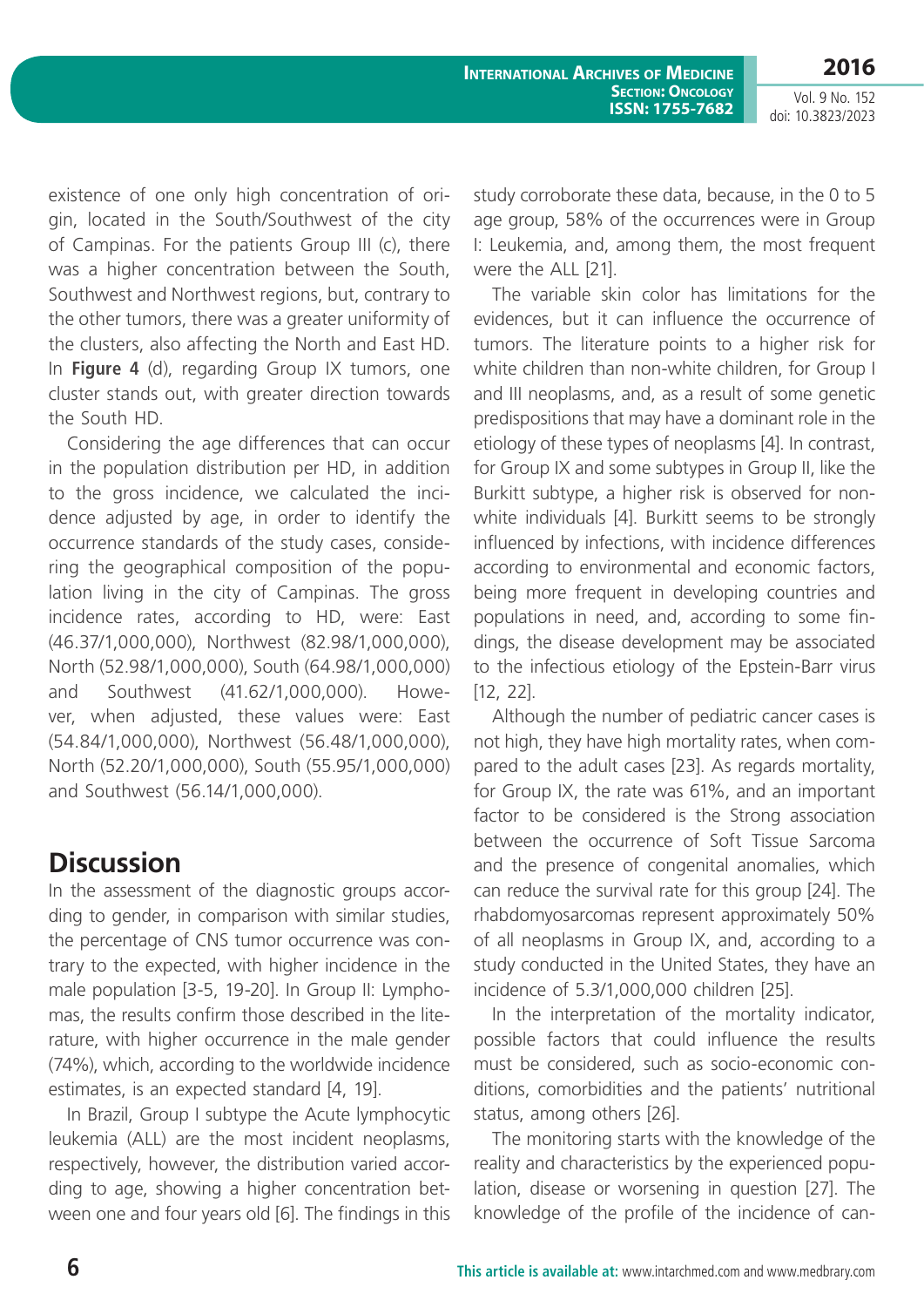existence of one only high concentration of origin, located in the South/Southwest of the city of Campinas. For the patients Group III (c), there was a higher concentration between the South, Southwest and Northwest regions, but, contrary to the other tumors, there was a greater uniformity of the clusters, also affecting the North and East HD. In **Figure 4** (d), regarding Group IX tumors, one cluster stands out, with greater direction towards the South HD.

Considering the age differences that can occur in the population distribution per HD, in addition to the gross incidence, we calculated the incidence adjusted by age, in order to identify the occurrence standards of the study cases, considering the geographical composition of the population living in the city of Campinas. The gross incidence rates, according to HD, were: East (46.37/1,000,000), Northwest (82.98/1,000,000), North (52.98/1,000,000), South (64.98/1,000,000) and Southwest (41.62/1,000,000). However, when adjusted, these values were: East (54.84/1,000,000), Northwest (56.48/1,000,000), North (52.20/1,000,000), South (55.95/1,000,000) and Southwest (56.14/1,000,000).

## Discussion

In the assessment of the diagnostic groups according to gender, in comparison with similar studies, the percentage of CNS tumor occurrence was contrary to the expected, with higher incidence in the male population [3-5, 19-20]. In Group II: Lymphomas, the results confirm those described in the literature, with higher occurrence in the male gender (74%), which, according to the worldwide incidence estimates, is an expected standard [4, 19].

In Brazil, Group I subtype the Acute lymphocytic leukemia (ALL) are the most incident neoplasms, respectively, however, the distribution varied according to age, showing a higher concentration between one and four years old [6]. The findings in this study corroborate these data, because, in the 0 to 5 age group, 58% of the occurrences were in Group I: Leukemia, and, among them, the most frequent were the ALL [21].

The variable skin color has limitations for the evidences, but it can influence the occurrence of tumors. The literature points to a higher risk for white children than non-white children, for Group I and III neoplasms, and, as a result of some genetic predispositions that may have a dominant role in the etiology of these types of neoplasms [4]. In contrast, for Group IX and some subtypes in Group II, like the Burkitt subtype, a higher risk is observed for non-white individuals [4]. Burkitt seems to be strongly influenced by infections, with incidence differences according to environmental and economic factors, being more frequent in developing countries and populations in need, and, according to some findings, the disease development may be associated to the infectious etiology of the Epstein-Barr virus [12, 22].

Although the number of pediatric cancer cases is not high, they have high mortality rates, when compared to the adult cases [23]. As regards mortality, for Group IX, the rate was 61%, and an important factor to be considered is the Strong association between the occurrence of Soft Tissue Sarcoma and the presence of congenital anomalies, which can reduce the survival rate for this group [24]. The rhabdomyosarcomas represent approximately 50% of all neoplasms in Group IX, and, according to a study conducted in the United States, they have an incidence of 5.3/1,000,000 children [25].

In the interpretation of the mortality indicator, possible factors that could influence the results must be considered, such as socio-economic conditions, comorbidities and the patients' nutritional status, among others [26].

The monitoring starts with the knowledge of the reality and characteristics by the experienced population, disease or worsening in question [27]. The knowledge of the profile of the incidence of can-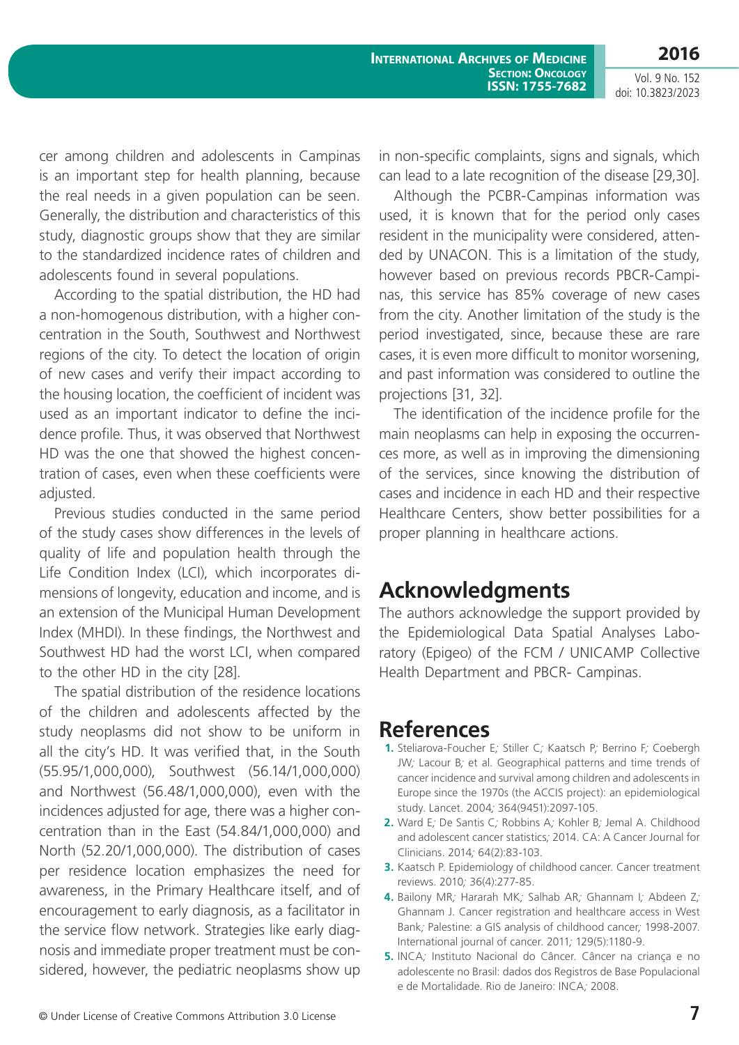cer among children and adolescents in Campinas is an important step for health planning, because the real needs in a given population can be seen. Generally, the distribution and characteristics of this study, diagnostic groups show that they are similar to the standardized incidence rates of children and adolescents found in several populations.

According to the spatial distribution, the HD had a non-homogenous distribution, with a higher concentration in the South, Southwest and Northwest regions of the city. To detect the location of origin of new cases and verify their impact according to the housing location, the coefficient of incident was used as an important indicator to define the incidence profile. Thus, it was observed that Northwest HD was the one that showed the highest concentration of cases, even when these coefficients were adjusted.

Previous studies conducted in the same period of the study cases show differences in the levels of quality of life and population health through the Life Condition Index (LCI), which incorporates dimensions of longevity, education and income, and is an extension of the Municipal Human Development Index (MHDI). In these findings, the Northwest and Southwest HD had the worst LCI, when compared to the other HD in the city [28].

The spatial distribution of the residence locations of the children and adolescents affected by the study neoplasms did not show to be uniform in all the city's HD. It was verified that, in the South (55.95/1,000,000), Southwest (56.14/1,000,000) and Northwest (56.48/1,000,000), even with the incidences adjusted for age, there was a higher concentration than in the East (54.84/1,000,000) and North (52.20/1,000,000). The distribution of cases per residence location emphasizes the need for awareness, in the Primary Healthcare itself, and of encouragement to early diagnosis, as a facilitator in the service flow network. Strategies like early diagnosis and immediate proper treatment must be considered, however, the pediatric neoplasms show up in non-specific complaints, signs and signals, which can lead to a late recognition of the disease [29,30].

Although the PCBR-Campinas information was used, it is known that for the period only cases resident in the municipality were considered, attended by UNACON. This is a limitation of the study, however based on previous records PBCR-Campinas, this service has 85% coverage of new cases from the city. Another limitation of the study is the period investigated, since, because these are rare cases, it is even more difficult to monitor worsening, and past information was considered to outline the projections [31, 32].

The identification of the incidence profile for the main neoplasms can help in exposing the occurrences more, as well as in improving the dimensioning of the services, since knowing the distribution of cases and incidence in each HD and their respective Healthcare Centers, show better possibilities for a proper planning in healthcare actions.

## Acknowledgments

The authors acknowledge the support provided by the Epidemiological Data Spatial Analyses Laboratory (Epigeo) of the FCM / UNICAMP Collective Health Department and PBCR- Campinas.

## References

1. Steliarova-Foucher E; Stiller C; Kaatsch P; Berrino F; Coebergh JW; Lacour B; et al. Geographical patterns and time trends of cancer incidence and survival among children and adolescents in Europe since the 1970s (the ACCIS project): an epidemiological study. Lancet. 2004; 364(9451):2097-105.
2. Ward E; De Santis C; Robbins A; Kohler B; Jemal A. Childhood and adolescent cancer statistics; 2014. CA: A Cancer Journal for Clinicians. 2014; 64(2):83-103.
3. Kaatsch P. Epidemiology of childhood cancer. Cancer treatment reviews. 2010; 36(4):277-85.
4. Bailony MR; Hararah MK; Salhab AR; Ghannam I; Abdeen Z; Ghannam J. Cancer registration and healthcare access in West Bank; Palestine: a GIS analysis of childhood cancer; 1998-2007. International journal of cancer. 2011; 129(5):1180-9.
5. INCA; Instituto Nacional do Câncer. Câncer na criança e no adolescente no Brasil: dados dos Registros de Base Populacional e de Mortalidade. Rio de Janeiro: INCA; 2008.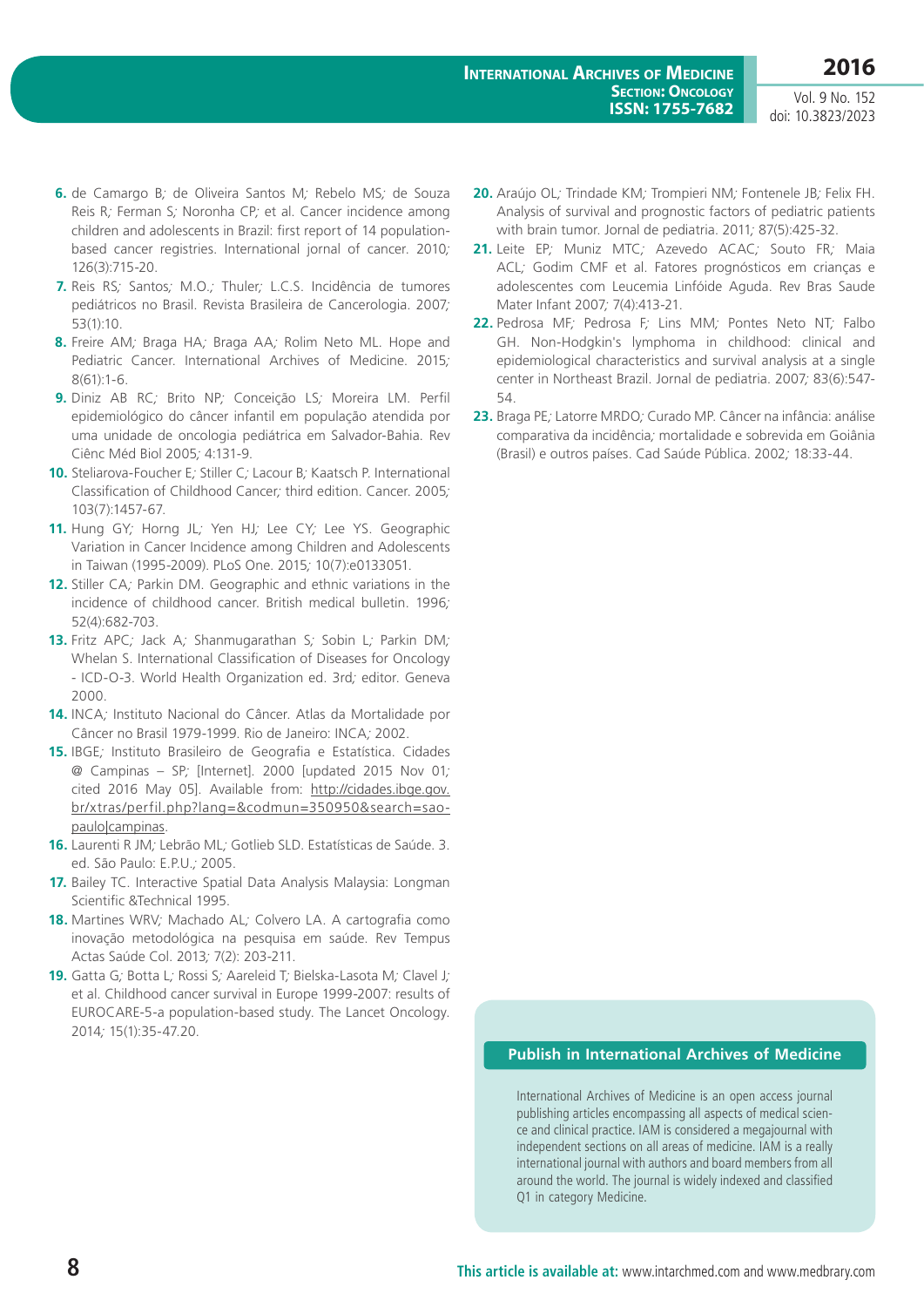6. de Camargo B; de Oliveira Santos M; Rebelo MS; de Souza Reis R; Ferman S; Noronha CP; et al. Cancer incidence among children and adolescents in Brazil: first report of 14 population-based cancer registries. International jornal of cancer. 2010; 126(3):715-20.
7. Reis RS; Santos; M.O.; Thuler; L.C.S. Incidência de tumores pediátricos no Brasil. Revista Brasileira de Cancerologia. 2007; 53(1):10.
8. Freire AM; Braga HA; Braga AA; Rolim Neto ML. Hope and Pediatric Cancer. International Archives of Medicine. 2015; 8(61):1-6.
9. Diniz AB RC; Brito NP; Conceição LS; Moreira LM. Perfil epidemiológico do câncer infantil em população atendida por uma unidade de oncologia pediátrica em Salvador-Bahia. Rev Ciênc Méd Biol 2005; 4:131-9.
10. Steliarova-Foucher E; Stiller C; Lacour B; Kaatsch P. International Classification of Childhood Cancer; third edition. Cancer. 2005; 103(7):1457-67.
11. Hung GY; Horng JL; Yen HJ; Lee CY; Lee YS. Geographic Variation in Cancer Incidence among Children and Adolescents in Taiwan (1995-2009). PLoS One. 2015; 10(7):e0133051.
12. Stiller CA; Parkin DM. Geographic and ethnic variations in the incidence of childhood cancer. British medical bulletin. 1996; 52(4):682-703.
13. Fritz APC; Jack A; Shanmugarathan S; Sobin L; Parkin DM; Whelan S. International Classification of Diseases for Oncology - ICD-O-3. World Health Organization ed. 3rd; editor. Geneva 2000.
14. INCA; Instituto Nacional do Câncer. Atlas da Mortalidade por Câncer no Brasil 1979-1999. Rio de Janeiro: INCA; 2002.
15. IBGE; Instituto Brasileiro de Geografia e Estatística. Cidades @ Campinas – SP; [Internet]. 2000 [updated 2015 Nov 01; cited 2016 May 05]. Available from: http://cidades.ibge.gov.br/xtras/perfil.php?lang=&codmun=350950&search=sao-paulo|campinas.
16. Laurenti R JM; Lebrão ML; Gotlieb SLD. Estatísticas de Saúde. 3. ed. São Paulo: E.P.U.; 2005.
17. Bailey TC. Interactive Spatial Data Analysis Malaysia: Longman Scientific &Technical 1995.
18. Martines WRV; Machado AL; Colvero LA. A cartografia como inovação metodológica na pesquisa em saúde. Rev Tempus Actas Saúde Col. 2013; 7(2): 203-211.
19. Gatta G; Botta L; Rossi S; Aareleid T; Bielska-Lasota M; Clavel J; et al. Childhood cancer survival in Europe 1999-2007: results of EUROCARE-5-a population-based study. The Lancet Oncology. 2014; 15(1):35-47.20.
20. Araújo OL; Trindade KM; Trompieri NM; Fontenele JB; Felix FH. Analysis of survival and prognostic factors of pediatric patients with brain tumor. Jornal de pediatria. 2011; 87(5):425-32.
21. Leite EP; Muniz MTC; Azevedo ACAC; Souto FR; Maia ACL; Godim CMF et al. Fatores prognósticos em crianças e adolescentes com Leucemia Linfóide Aguda. Rev Bras Saude Mater Infant 2007; 7(4):413-21.
22. Pedrosa MF; Pedrosa F; Lins MM; Pontes Neto NT; Falbo GH. Non-Hodgkin's lymphoma in childhood: clinical and epidemiological characteristics and survival analysis at a single center in Northeast Brazil. Jornal de pediatria. 2007; 83(6):547-54.
23. Braga PE; Latorre MRDO; Curado MP. Câncer na infância: análise comparativa da incidência; mortalidade e sobrevida em Goiânia (Brasil) e outros países. Cad Saúde Pública. 2002; 18:33-44.

**Publish in International Archives of Medicine**

International Archives of Medicine is an open access journal publishing articles encompassing all aspects of medical science and clinical practice. IAM is considered a megajournal with independent sections on all areas of medicine. IAM is a really international journal with authors and board members from all around the world. The journal is widely indexed and classified Q1 in category Medicine.